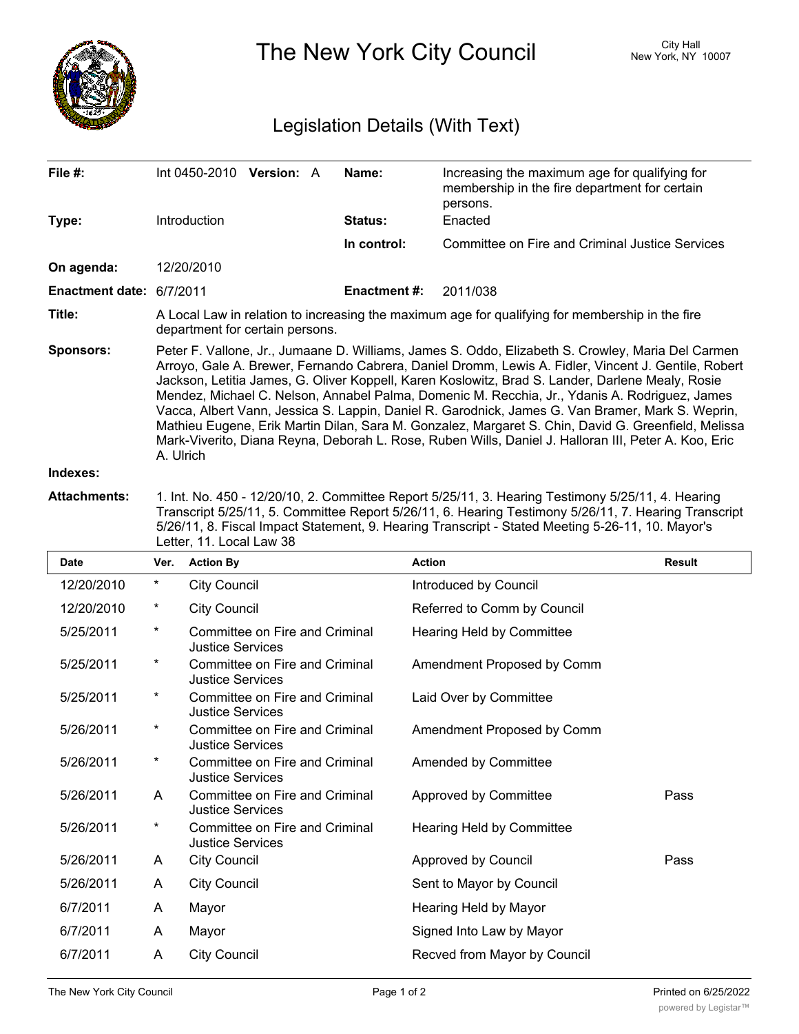# The New York City Council

City Hall
New York, NY 10007

## Legislation Details (With Text)

| | | | |
|---|---|---|---|
| **File #:** | Int 0450-2010 **Version:** A | **Name:** | Increasing the maximum age for qualifying for membership in the fire department for certain persons. |
| **Type:** | Introduction | **Status:** | Enacted |
| | | **In control:** | Committee on Fire and Criminal Justice Services |
| **On agenda:** | 12/20/2010 | | |
| **Enactment date:** | 6/7/2011 | **Enactment #:** | 2011/038 |

**Title:** A Local Law in relation to increasing the maximum age for qualifying for membership in the fire department for certain persons.

**Sponsors:** Peter F. Vallone, Jr., Jumaane D. Williams, James S. Oddo, Elizabeth S. Crowley, Maria Del Carmen Arroyo, Gale A. Brewer, Fernando Cabrera, Daniel Dromm, Lewis A. Fidler, Vincent J. Gentile, Robert Jackson, Letitia James, G. Oliver Koppell, Karen Koslowitz, Brad S. Lander, Darlene Mealy, Rosie Mendez, Michael C. Nelson, Annabel Palma, Domenic M. Recchia, Jr., Ydanis A. Rodriguez, James Vacca, Albert Vann, Jessica S. Lappin, Daniel R. Garodnick, James G. Van Bramer, Mark S. Weprin, Mathieu Eugene, Erik Martin Dilan, Sara M. Gonzalez, Margaret S. Chin, David G. Greenfield, Melissa Mark-Viverito, Diana Reyna, Deborah L. Rose, Ruben Wills, Daniel J. Halloran III, Peter A. Koo, Eric A. Ulrich

**Indexes:**

**Attachments:** 1. Int. No. 450 - 12/20/10, 2. Committee Report 5/25/11, 3. Hearing Testimony 5/25/11, 4. Hearing Transcript 5/25/11, 5. Committee Report 5/26/11, 6. Hearing Testimony 5/26/11, 7. Hearing Transcript 5/26/11, 8. Fiscal Impact Statement, 9. Hearing Transcript - Stated Meeting 5-26-11, 10. Mayor's Letter, 11. Local Law 38

| Date | Ver. | Action By | Action | Result |
|---|---|---|---|---|
| 12/20/2010 | * | City Council | Introduced by Council | |
| 12/20/2010 | * | City Council | Referred to Comm by Council | |
| 5/25/2011 | * | Committee on Fire and Criminal Justice Services | Hearing Held by Committee | |
| 5/25/2011 | * | Committee on Fire and Criminal Justice Services | Amendment Proposed by Comm | |
| 5/25/2011 | * | Committee on Fire and Criminal Justice Services | Laid Over by Committee | |
| 5/26/2011 | * | Committee on Fire and Criminal Justice Services | Amendment Proposed by Comm | |
| 5/26/2011 | * | Committee on Fire and Criminal Justice Services | Amended by Committee | |
| 5/26/2011 | A | Committee on Fire and Criminal Justice Services | Approved by Committee | Pass |
| 5/26/2011 | * | Committee on Fire and Criminal Justice Services | Hearing Held by Committee | |
| 5/26/2011 | A | City Council | Approved by Council | Pass |
| 5/26/2011 | A | City Council | Sent to Mayor by Council | |
| 6/7/2011 | A | Mayor | Hearing Held by Mayor | |
| 6/7/2011 | A | Mayor | Signed Into Law by Mayor | |
| 6/7/2011 | A | City Council | Recved from Mayor by Council | |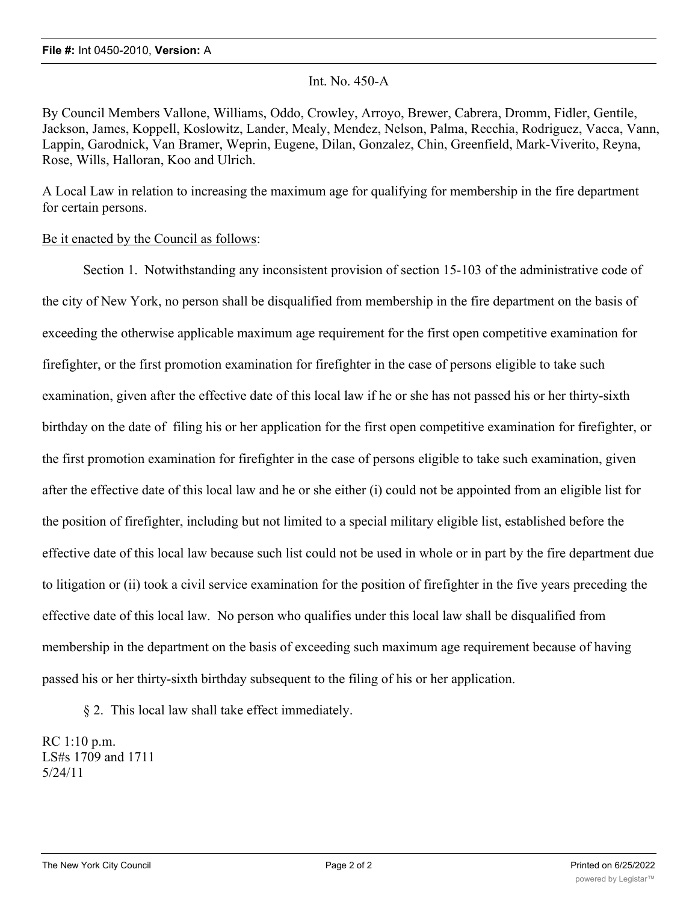Int. No. 450-A

By Council Members Vallone, Williams, Oddo, Crowley, Arroyo, Brewer, Cabrera, Dromm, Fidler, Gentile, Jackson, James, Koppell, Koslowitz, Lander, Mealy, Mendez, Nelson, Palma, Recchia, Rodriguez, Vacca, Vann, Lappin, Garodnick, Van Bramer, Weprin, Eugene, Dilan, Gonzalez, Chin, Greenfield, Mark-Viverito, Reyna, Rose, Wills, Halloran, Koo and Ulrich.

A Local Law in relation to increasing the maximum age for qualifying for membership in the fire department for certain persons.

Be it enacted by the Council as follows:

Section 1. Notwithstanding any inconsistent provision of section 15-103 of the administrative code of the city of New York, no person shall be disqualified from membership in the fire department on the basis of exceeding the otherwise applicable maximum age requirement for the first open competitive examination for firefighter, or the first promotion examination for firefighter in the case of persons eligible to take such examination, given after the effective date of this local law if he or she has not passed his or her thirty-sixth birthday on the date of filing his or her application for the first open competitive examination for firefighter, or the first promotion examination for firefighter in the case of persons eligible to take such examination, given after the effective date of this local law and he or she either (i) could not be appointed from an eligible list for the position of firefighter, including but not limited to a special military eligible list, established before the effective date of this local law because such list could not be used in whole or in part by the fire department due to litigation or (ii) took a civil service examination for the position of firefighter in the five years preceding the effective date of this local law. No person who qualifies under this local law shall be disqualified from membership in the department on the basis of exceeding such maximum age requirement because of having passed his or her thirty-sixth birthday subsequent to the filing of his or her application.

§ 2. This local law shall take effect immediately.

RC 1:10 p.m.
LS#s 1709 and 1711
5/24/11